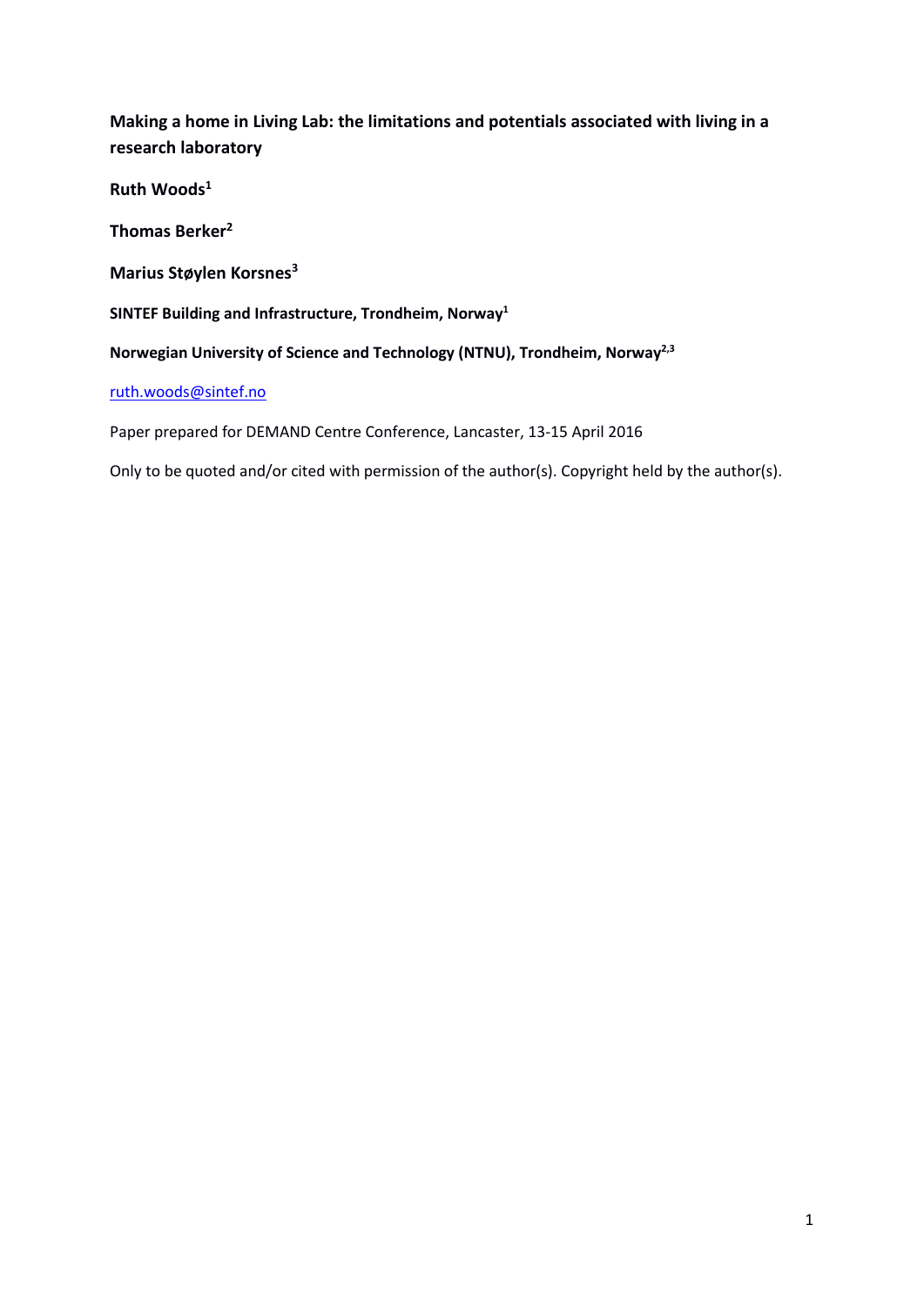# Making a home in Living Lab: the limitations and potentials associated with living in a research laboratory

**Ruth Woods[1]**

**Thomas Berker[2]**

**Marius Støylen Korsnes[3]**

**SINTEF Building and Infrastructure, Trondheim, Norway[1]**

**Norwegian University of Science and Technology (NTNU), Trondheim, Norway[2,3]**

ruth.woods@sintef.no

Paper prepared for DEMAND Centre Conference, Lancaster, 13-15 April 2016

Only to be quoted and/or cited with permission of the author(s). Copyright held by the author(s).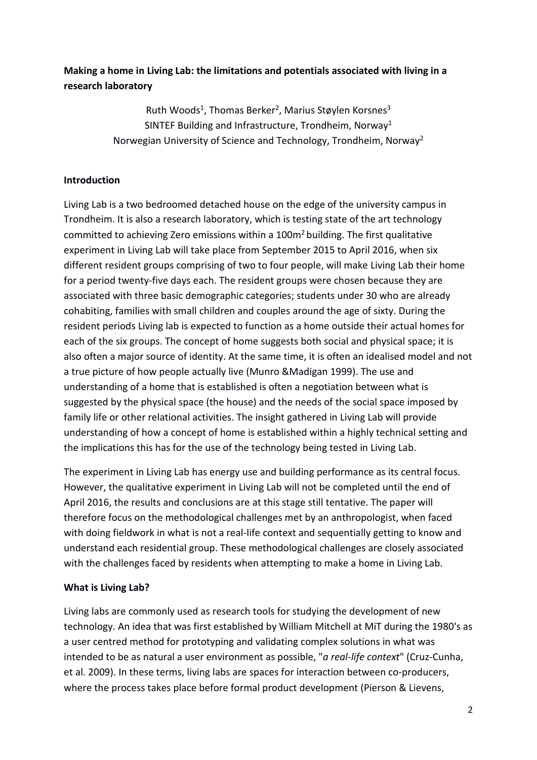**Making a home in Living Lab: the limitations and potentials associated with living in a research laboratory**

Ruth Woods[1], Thomas Berker[2], Marius Støylen Korsnes[3]
SINTEF Building and Infrastructure, Trondheim, Norway[1]
Norwegian University of Science and Technology, Trondheim, Norway[2]

**Introduction**

Living Lab is a two bedroomed detached house on the edge of the university campus in Trondheim. It is also a research laboratory, which is testing state of the art technology committed to achieving Zero emissions within a 100m$^2$ building. The first qualitative experiment in Living Lab will take place from September 2015 to April 2016, when six different resident groups comprising of two to four people, will make Living Lab their home for a period twenty-five days each. The resident groups were chosen because they are associated with three basic demographic categories; students under 30 who are already cohabiting, families with small children and couples around the age of sixty. During the resident periods Living lab is expected to function as a home outside their actual homes for each of the six groups. The concept of home suggests both social and physical space; it is also often a major source of identity. At the same time, it is often an idealised model and not a true picture of how people actually live (Munro &Madigan 1999). The use and understanding of a home that is established is often a negotiation between what is suggested by the physical space (the house) and the needs of the social space imposed by family life or other relational activities. The insight gathered in Living Lab will provide understanding of how a concept of home is established within a highly technical setting and the implications this has for the use of the technology being tested in Living Lab.

The experiment in Living Lab has energy use and building performance as its central focus. However, the qualitative experiment in Living Lab will not be completed until the end of April 2016, the results and conclusions are at this stage still tentative. The paper will therefore focus on the methodological challenges met by an anthropologist, when faced with doing fieldwork in what is not a real-life context and sequentially getting to know and understand each residential group. These methodological challenges are closely associated with the challenges faced by residents when attempting to make a home in Living Lab.

**What is Living Lab?**

Living labs are commonly used as research tools for studying the development of new technology. An idea that was first established by William Mitchell at MiT during the 1980's as a user centred method for prototyping and validating complex solutions in what was intended to be as natural a user environment as possible, "*a real-life context*" (Cruz-Cunha, et al. 2009). In these terms, living labs are spaces for interaction between co-producers, where the process takes place before formal product development (Pierson & Lievens,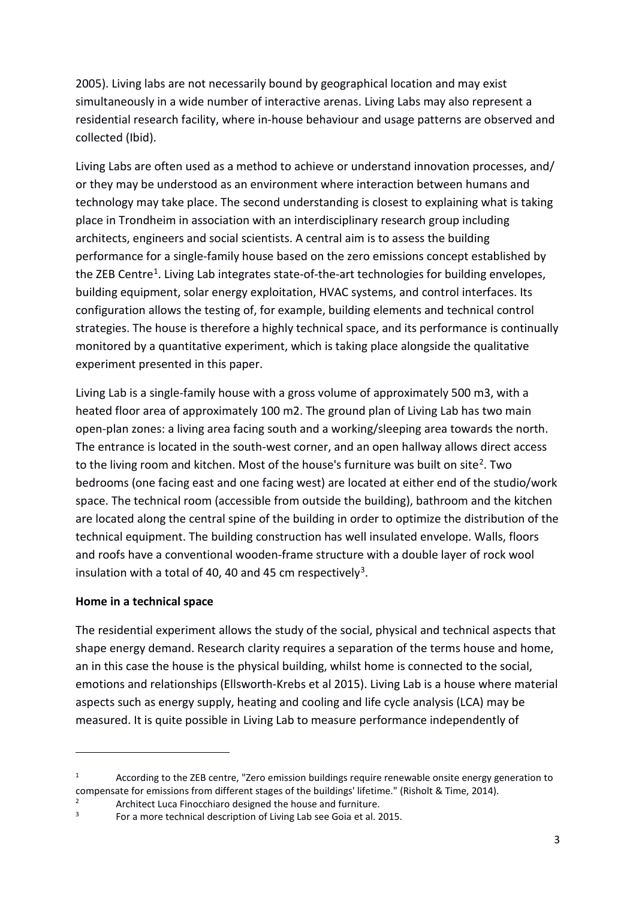2005). Living labs are not necessarily bound by geographical location and may exist simultaneously in a wide number of interactive arenas. Living Labs may also represent a residential research facility, where in-house behaviour and usage patterns are observed and collected (Ibid).

Living Labs are often used as a method to achieve or understand innovation processes, and/ or they may be understood as an environment where interaction between humans and technology may take place. The second understanding is closest to explaining what is taking place in Trondheim in association with an interdisciplinary research group including architects, engineers and social scientists. A central aim is to assess the building performance for a single-family house based on the zero emissions concept established by the ZEB Centre[1]. Living Lab integrates state-of-the-art technologies for building envelopes, building equipment, solar energy exploitation, HVAC systems, and control interfaces. Its configuration allows the testing of, for example, building elements and technical control strategies. The house is therefore a highly technical space, and its performance is continually monitored by a quantitative experiment, which is taking place alongside the qualitative experiment presented in this paper.

Living Lab is a single-family house with a gross volume of approximately 500 m3, with a heated floor area of approximately 100 m2. The ground plan of Living Lab has two main open-plan zones: a living area facing south and a working/sleeping area towards the north. The entrance is located in the south-west corner, and an open hallway allows direct access to the living room and kitchen. Most of the house's furniture was built on site[2]. Two bedrooms (one facing east and one facing west) are located at either end of the studio/work space. The technical room (accessible from outside the building), bathroom and the kitchen are located along the central spine of the building in order to optimize the distribution of the technical equipment. The building construction has well insulated envelope. Walls, floors and roofs have a conventional wooden-frame structure with a double layer of rock wool insulation with a total of 40, 40 and 45 cm respectively[3].

**Home in a technical space**

The residential experiment allows the study of the social, physical and technical aspects that shape energy demand. Research clarity requires a separation of the terms house and home, an in this case the house is the physical building, whilst home is connected to the social, emotions and relationships (Ellsworth-Krebs et al 2015). Living Lab is a house where material aspects such as energy supply, heating and cooling and life cycle analysis (LCA) may be measured. It is quite possible in Living Lab to measure performance independently of

---

[1] According to the ZEB centre, "Zero emission buildings require renewable onsite energy generation to compensate for emissions from different stages of the buildings' lifetime." (Risholt & Time, 2014).

[2] Architect Luca Finocchiaro designed the house and furniture.

[3] For a more technical description of Living Lab see Goia et al. 2015.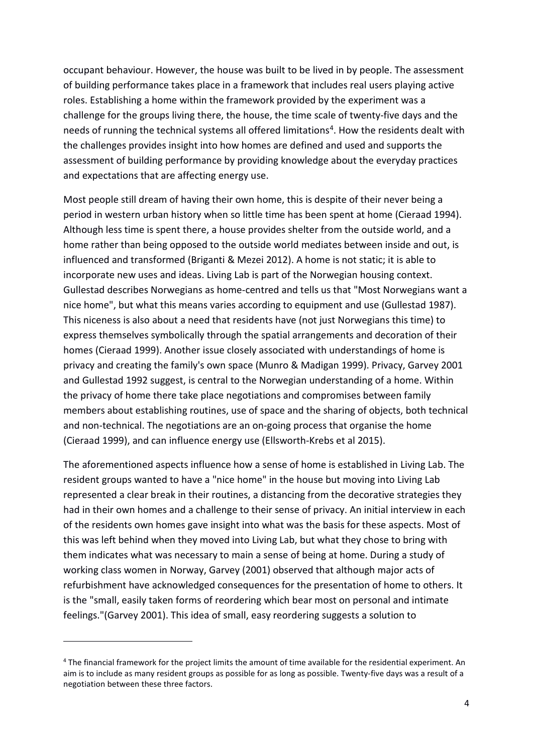occupant behaviour. However, the house was built to be lived in by people. The assessment of building performance takes place in a framework that includes real users playing active roles. Establishing a home within the framework provided by the experiment was a challenge for the groups living there, the house, the time scale of twenty-five days and the needs of running the technical systems all offered limitations[4]. How the residents dealt with the challenges provides insight into how homes are defined and used and supports the assessment of building performance by providing knowledge about the everyday practices and expectations that are affecting energy use.

Most people still dream of having their own home, this is despite of their never being a period in western urban history when so little time has been spent at home (Cieraad 1994). Although less time is spent there, a house provides shelter from the outside world, and a home rather than being opposed to the outside world mediates between inside and out, is influenced and transformed (Briganti & Mezei 2012). A home is not static; it is able to incorporate new uses and ideas. Living Lab is part of the Norwegian housing context. Gullestad describes Norwegians as home-centred and tells us that "Most Norwegians want a nice home", but what this means varies according to equipment and use (Gullestad 1987). This niceness is also about a need that residents have (not just Norwegians this time) to express themselves symbolically through the spatial arrangements and decoration of their homes (Cieraad 1999). Another issue closely associated with understandings of home is privacy and creating the family's own space (Munro & Madigan 1999). Privacy, Garvey 2001 and Gullestad 1992 suggest, is central to the Norwegian understanding of a home. Within the privacy of home there take place negotiations and compromises between family members about establishing routines, use of space and the sharing of objects, both technical and non-technical. The negotiations are an on-going process that organise the home (Cieraad 1999), and can influence energy use (Ellsworth-Krebs et al 2015).

The aforementioned aspects influence how a sense of home is established in Living Lab. The resident groups wanted to have a "nice home" in the house but moving into Living Lab represented a clear break in their routines, a distancing from the decorative strategies they had in their own homes and a challenge to their sense of privacy. An initial interview in each of the residents own homes gave insight into what was the basis for these aspects. Most of this was left behind when they moved into Living Lab, but what they chose to bring with them indicates what was necessary to main a sense of being at home. During a study of working class women in Norway, Garvey (2001) observed that although major acts of refurbishment have acknowledged consequences for the presentation of home to others. It is the "small, easily taken forms of reordering which bear most on personal and intimate feelings."(Garvey 2001). This idea of small, easy reordering suggests a solution to

[4] The financial framework for the project limits the amount of time available for the residential experiment. An aim is to include as many resident groups as possible for as long as possible. Twenty-five days was a result of a negotiation between these three factors.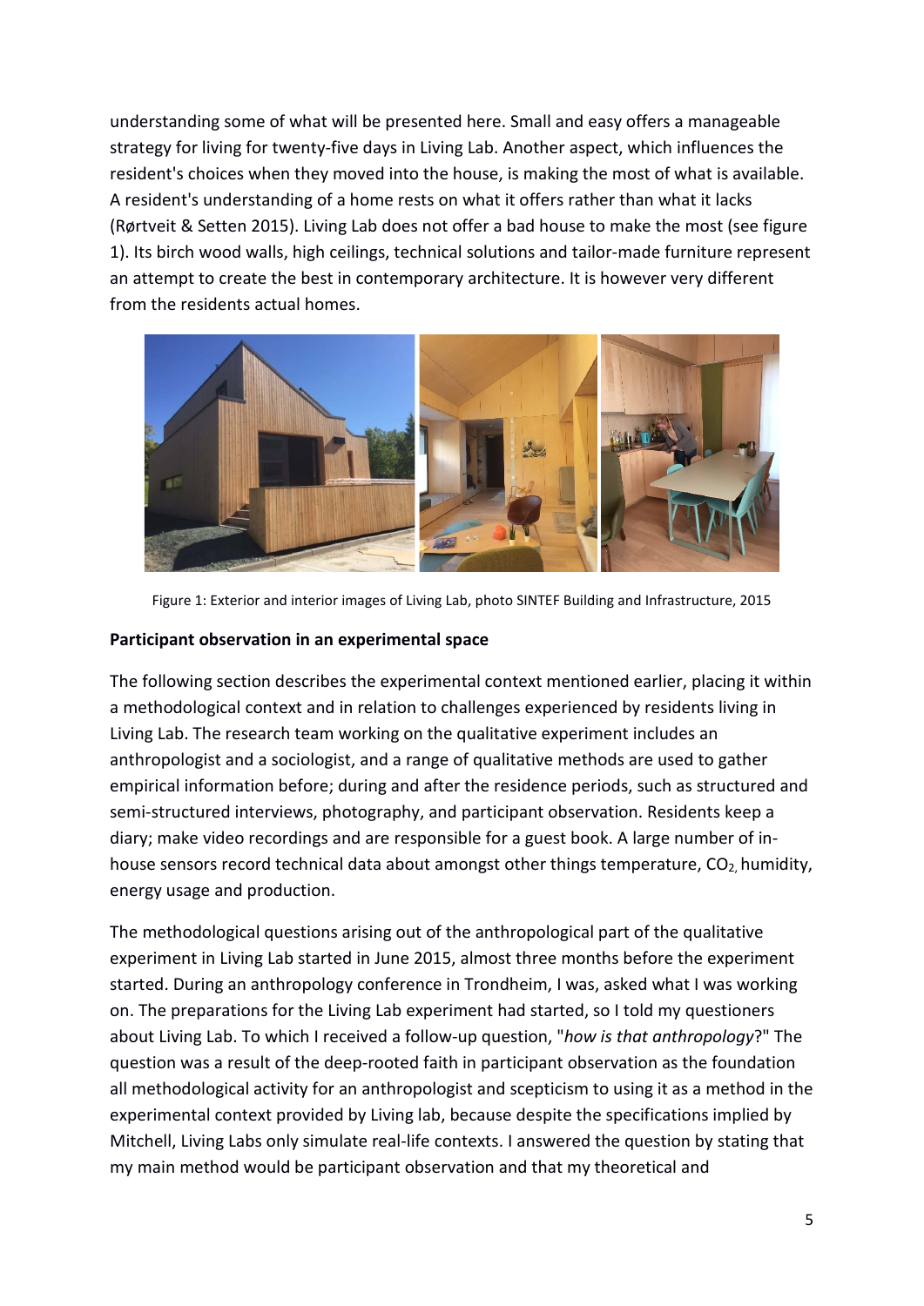understanding some of what will be presented here. Small and easy offers a manageable strategy for living for twenty-five days in Living Lab. Another aspect, which influences the resident's choices when they moved into the house, is making the most of what is available. A resident's understanding of a home rests on what it offers rather than what it lacks (Rørtveit & Setten 2015). Living Lab does not offer a bad house to make the most (see figure 1). Its birch wood walls, high ceilings, technical solutions and tailor-made furniture represent an attempt to create the best in contemporary architecture. It is however very different from the residents actual homes.

Figure 1: Exterior and interior images of Living Lab, photo SINTEF Building and Infrastructure, 2015

**Participant observation in an experimental space**

The following section describes the experimental context mentioned earlier, placing it within a methodological context and in relation to challenges experienced by residents living in Living Lab. The research team working on the qualitative experiment includes an anthropologist and a sociologist, and a range of qualitative methods are used to gather empirical information before; during and after the residence periods, such as structured and semi-structured interviews, photography, and participant observation. Residents keep a diary; make video recordings and are responsible for a guest book. A large number of in-house sensors record technical data about amongst other things temperature, $CO_2$, humidity, energy usage and production.

The methodological questions arising out of the anthropological part of the qualitative experiment in Living Lab started in June 2015, almost three months before the experiment started. During an anthropology conference in Trondheim, I was, asked what I was working on. The preparations for the Living Lab experiment had started, so I told my questioners about Living Lab. To which I received a follow-up question, "*how is that anthropology*?" The question was a result of the deep-rooted faith in participant observation as the foundation all methodological activity for an anthropologist and scepticism to using it as a method in the experimental context provided by Living lab, because despite the specifications implied by Mitchell, Living Labs only simulate real-life contexts. I answered the question by stating that my main method would be participant observation and that my theoretical and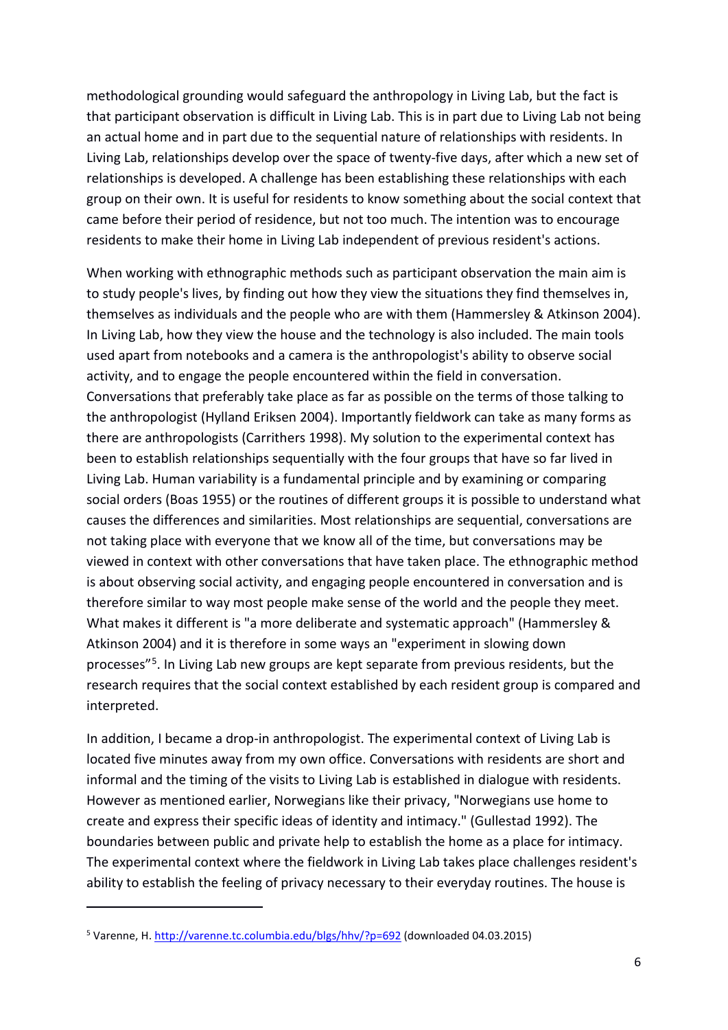methodological grounding would safeguard the anthropology in Living Lab, but the fact is that participant observation is difficult in Living Lab. This is in part due to Living Lab not being an actual home and in part due to the sequential nature of relationships with residents. In Living Lab, relationships develop over the space of twenty-five days, after which a new set of relationships is developed. A challenge has been establishing these relationships with each group on their own. It is useful for residents to know something about the social context that came before their period of residence, but not too much. The intention was to encourage residents to make their home in Living Lab independent of previous resident's actions.

When working with ethnographic methods such as participant observation the main aim is to study people's lives, by finding out how they view the situations they find themselves in, themselves as individuals and the people who are with them (Hammersley & Atkinson 2004). In Living Lab, how they view the house and the technology is also included. The main tools used apart from notebooks and a camera is the anthropologist's ability to observe social activity, and to engage the people encountered within the field in conversation. Conversations that preferably take place as far as possible on the terms of those talking to the anthropologist (Hylland Eriksen 2004). Importantly fieldwork can take as many forms as there are anthropologists (Carrithers 1998). My solution to the experimental context has been to establish relationships sequentially with the four groups that have so far lived in Living Lab. Human variability is a fundamental principle and by examining or comparing social orders (Boas 1955) or the routines of different groups it is possible to understand what causes the differences and similarities. Most relationships are sequential, conversations are not taking place with everyone that we know all of the time, but conversations may be viewed in context with other conversations that have taken place. The ethnographic method is about observing social activity, and engaging people encountered in conversation and is therefore similar to way most people make sense of the world and the people they meet. What makes it different is "a more deliberate and systematic approach" (Hammersley & Atkinson 2004) and it is therefore in some ways an "experiment in slowing down processes"[5]. In Living Lab new groups are kept separate from previous residents, but the research requires that the social context established by each resident group is compared and interpreted.

In addition, I became a drop-in anthropologist. The experimental context of Living Lab is located five minutes away from my own office. Conversations with residents are short and informal and the timing of the visits to Living Lab is established in dialogue with residents. However as mentioned earlier, Norwegians like their privacy, "Norwegians use home to create and express their specific ideas of identity and intimacy." (Gullestad 1992). The boundaries between public and private help to establish the home as a place for intimacy. The experimental context where the fieldwork in Living Lab takes place challenges resident's ability to establish the feeling of privacy necessary to their everyday routines. The house is

---

[5] Varenne, H. http://varenne.tc.columbia.edu/blgs/hhv/?p=692 (downloaded 04.03.2015)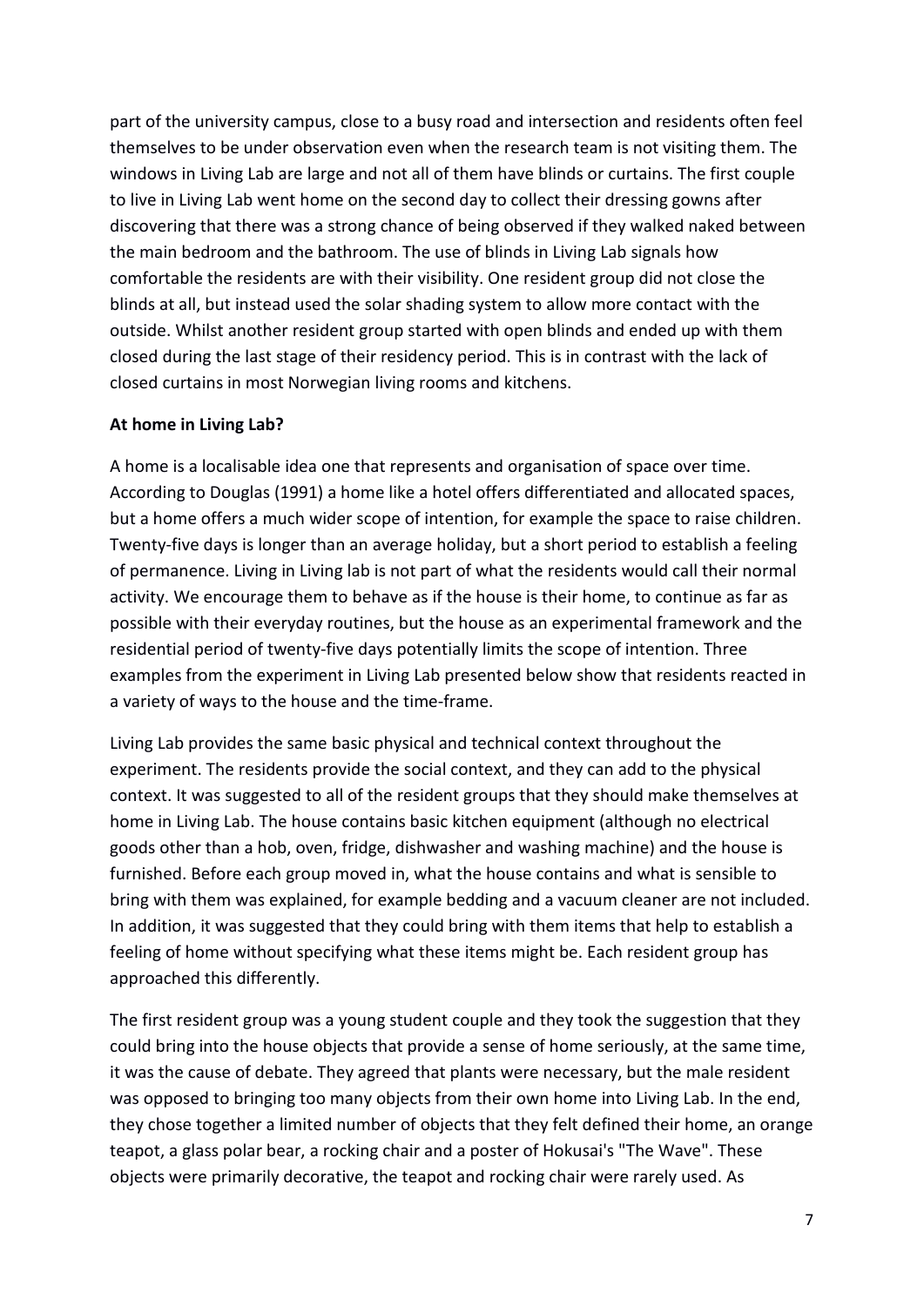part of the university campus, close to a busy road and intersection and residents often feel themselves to be under observation even when the research team is not visiting them. The windows in Living Lab are large and not all of them have blinds or curtains. The first couple to live in Living Lab went home on the second day to collect their dressing gowns after discovering that there was a strong chance of being observed if they walked naked between the main bedroom and the bathroom. The use of blinds in Living Lab signals how comfortable the residents are with their visibility. One resident group did not close the blinds at all, but instead used the solar shading system to allow more contact with the outside. Whilst another resident group started with open blinds and ended up with them closed during the last stage of their residency period. This is in contrast with the lack of closed curtains in most Norwegian living rooms and kitchens.

**At home in Living Lab?**

A home is a localisable idea one that represents and organisation of space over time. According to Douglas (1991) a home like a hotel offers differentiated and allocated spaces, but a home offers a much wider scope of intention, for example the space to raise children. Twenty-five days is longer than an average holiday, but a short period to establish a feeling of permanence. Living in Living lab is not part of what the residents would call their normal activity. We encourage them to behave as if the house is their home, to continue as far as possible with their everyday routines, but the house as an experimental framework and the residential period of twenty-five days potentially limits the scope of intention. Three examples from the experiment in Living Lab presented below show that residents reacted in a variety of ways to the house and the time-frame.

Living Lab provides the same basic physical and technical context throughout the experiment. The residents provide the social context, and they can add to the physical context. It was suggested to all of the resident groups that they should make themselves at home in Living Lab. The house contains basic kitchen equipment (although no electrical goods other than a hob, oven, fridge, dishwasher and washing machine) and the house is furnished. Before each group moved in, what the house contains and what is sensible to bring with them was explained, for example bedding and a vacuum cleaner are not included. In addition, it was suggested that they could bring with them items that help to establish a feeling of home without specifying what these items might be. Each resident group has approached this differently.

The first resident group was a young student couple and they took the suggestion that they could bring into the house objects that provide a sense of home seriously, at the same time, it was the cause of debate. They agreed that plants were necessary, but the male resident was opposed to bringing too many objects from their own home into Living Lab. In the end, they chose together a limited number of objects that they felt defined their home, an orange teapot, a glass polar bear, a rocking chair and a poster of Hokusai's "The Wave". These objects were primarily decorative, the teapot and rocking chair were rarely used. As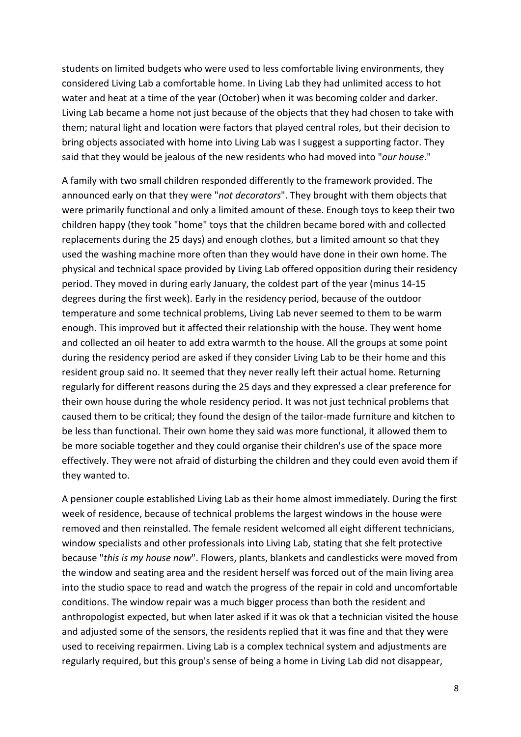students on limited budgets who were used to less comfortable living environments, they considered Living Lab a comfortable home. In Living Lab they had unlimited access to hot water and heat at a time of the year (October) when it was becoming colder and darker. Living Lab became a home not just because of the objects that they had chosen to take with them; natural light and location were factors that played central roles, but their decision to bring objects associated with home into Living Lab was I suggest a supporting factor. They said that they would be jealous of the new residents who had moved into "*our house*."

A family with two small children responded differently to the framework provided. The announced early on that they were "*not decorators*". They brought with them objects that were primarily functional and only a limited amount of these. Enough toys to keep their two children happy (they took "home" toys that the children became bored with and collected replacements during the 25 days) and enough clothes, but a limited amount so that they used the washing machine more often than they would have done in their own home. The physical and technical space provided by Living Lab offered opposition during their residency period. They moved in during early January, the coldest part of the year (minus 14-15 degrees during the first week). Early in the residency period, because of the outdoor temperature and some technical problems, Living Lab never seemed to them to be warm enough. This improved but it affected their relationship with the house. They went home and collected an oil heater to add extra warmth to the house. All the groups at some point during the residency period are asked if they consider Living Lab to be their home and this resident group said no. It seemed that they never really left their actual home. Returning regularly for different reasons during the 25 days and they expressed a clear preference for their own house during the whole residency period. It was not just technical problems that caused them to be critical; they found the design of the tailor-made furniture and kitchen to be less than functional. Their own home they said was more functional, it allowed them to be more sociable together and they could organise their children's use of the space more effectively. They were not afraid of disturbing the children and they could even avoid them if they wanted to.

A pensioner couple established Living Lab as their home almost immediately. During the first week of residence, because of technical problems the largest windows in the house were removed and then reinstalled. The female resident welcomed all eight different technicians, window specialists and other professionals into Living Lab, stating that she felt protective because "*this is my house now*". Flowers, plants, blankets and candlesticks were moved from the window and seating area and the resident herself was forced out of the main living area into the studio space to read and watch the progress of the repair in cold and uncomfortable conditions. The window repair was a much bigger process than both the resident and anthropologist expected, but when later asked if it was ok that a technician visited the house and adjusted some of the sensors, the residents replied that it was fine and that they were used to receiving repairmen. Living Lab is a complex technical system and adjustments are regularly required, but this group's sense of being a home in Living Lab did not disappear,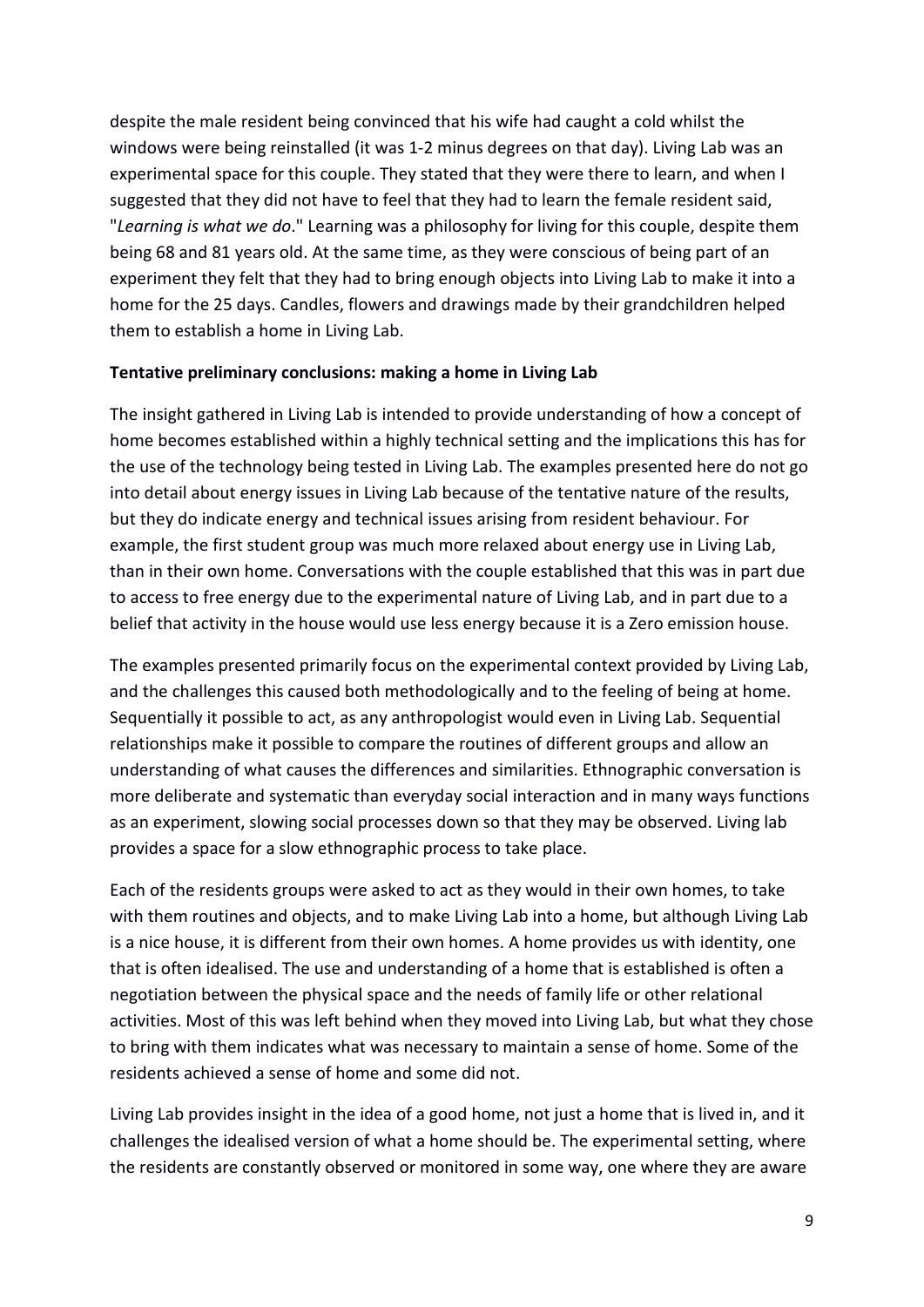despite the male resident being convinced that his wife had caught a cold whilst the windows were being reinstalled (it was 1-2 minus degrees on that day). Living Lab was an experimental space for this couple. They stated that they were there to learn, and when I suggested that they did not have to feel that they had to learn the female resident said, "*Learning is what we do*." Learning was a philosophy for living for this couple, despite them being 68 and 81 years old. At the same time, as they were conscious of being part of an experiment they felt that they had to bring enough objects into Living Lab to make it into a home for the 25 days. Candles, flowers and drawings made by their grandchildren helped them to establish a home in Living Lab.

**Tentative preliminary conclusions: making a home in Living Lab**

The insight gathered in Living Lab is intended to provide understanding of how a concept of home becomes established within a highly technical setting and the implications this has for the use of the technology being tested in Living Lab. The examples presented here do not go into detail about energy issues in Living Lab because of the tentative nature of the results, but they do indicate energy and technical issues arising from resident behaviour. For example, the first student group was much more relaxed about energy use in Living Lab, than in their own home. Conversations with the couple established that this was in part due to access to free energy due to the experimental nature of Living Lab, and in part due to a belief that activity in the house would use less energy because it is a Zero emission house.

The examples presented primarily focus on the experimental context provided by Living Lab, and the challenges this caused both methodologically and to the feeling of being at home. Sequentially it possible to act, as any anthropologist would even in Living Lab. Sequential relationships make it possible to compare the routines of different groups and allow an understanding of what causes the differences and similarities. Ethnographic conversation is more deliberate and systematic than everyday social interaction and in many ways functions as an experiment, slowing social processes down so that they may be observed. Living lab provides a space for a slow ethnographic process to take place.

Each of the residents groups were asked to act as they would in their own homes, to take with them routines and objects, and to make Living Lab into a home, but although Living Lab is a nice house, it is different from their own homes. A home provides us with identity, one that is often idealised. The use and understanding of a home that is established is often a negotiation between the physical space and the needs of family life or other relational activities. Most of this was left behind when they moved into Living Lab, but what they chose to bring with them indicates what was necessary to maintain a sense of home. Some of the residents achieved a sense of home and some did not.

Living Lab provides insight in the idea of a good home, not just a home that is lived in, and it challenges the idealised version of what a home should be. The experimental setting, where the residents are constantly observed or monitored in some way, one where they are aware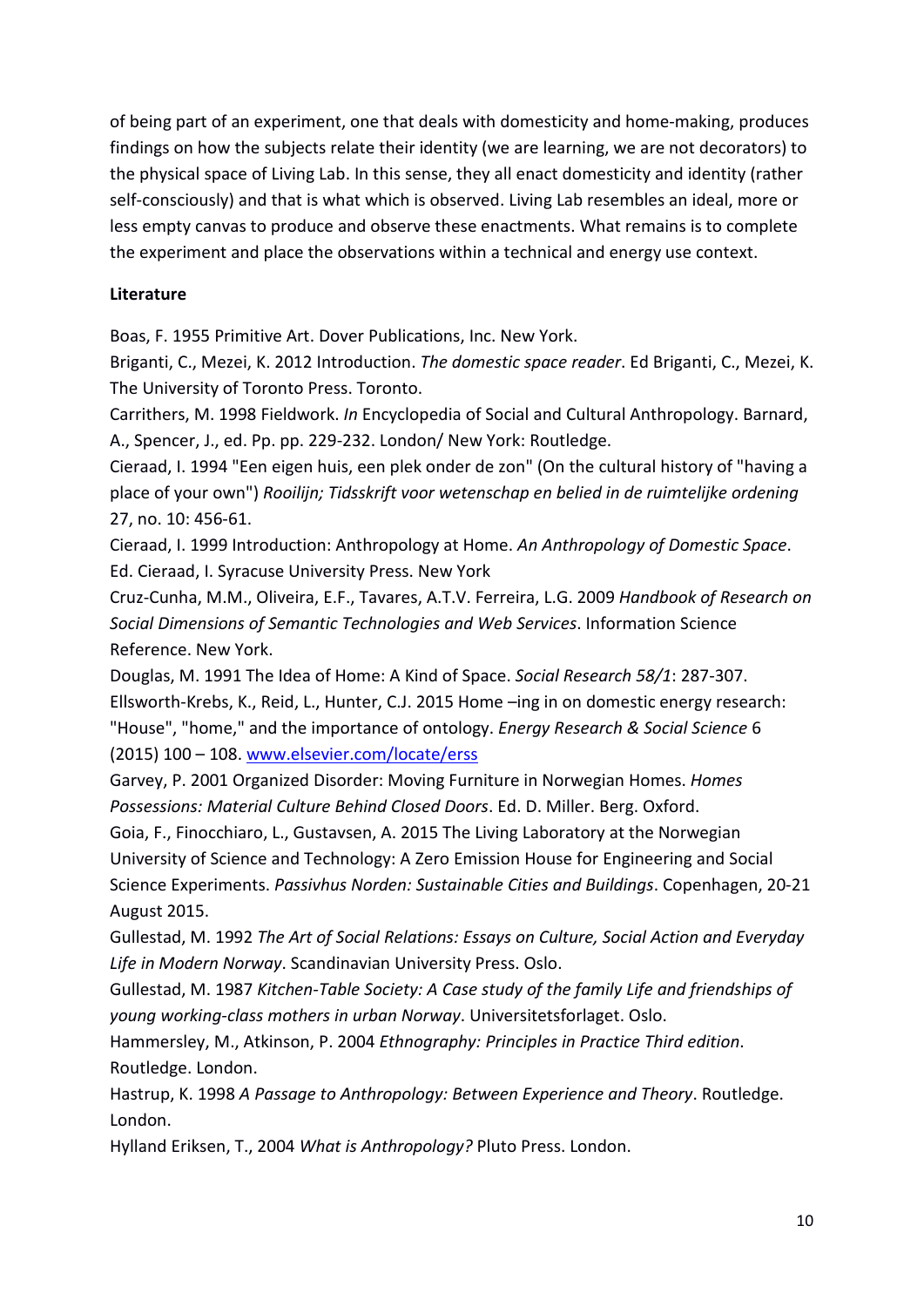of being part of an experiment, one that deals with domesticity and home-making, produces findings on how the subjects relate their identity (we are learning, we are not decorators) to the physical space of Living Lab. In this sense, they all enact domesticity and identity (rather self-consciously) and that is what which is observed. Living Lab resembles an ideal, more or less empty canvas to produce and observe these enactments. What remains is to complete the experiment and place the observations within a technical and energy use context.

**Literature**

Boas, F. 1955 Primitive Art. Dover Publications, Inc. New York.

Briganti, C., Mezei, K. 2012 Introduction. *The domestic space reader*. Ed Briganti, C., Mezei, K. The University of Toronto Press. Toronto.

Carrithers, M. 1998 Fieldwork. *In* Encyclopedia of Social and Cultural Anthropology. Barnard, A., Spencer, J., ed. Pp. pp. 229-232. London/ New York: Routledge.

Cieraad, I. 1994 "Een eigen huis, een plek onder de zon" (On the cultural history of "having a place of your own") *Rooilijn; Tidsskrift voor wetenschap en belied in de ruimtelijke ordening* 27, no. 10: 456-61.

Cieraad, I. 1999 Introduction: Anthropology at Home. *An Anthropology of Domestic Space*. Ed. Cieraad, I. Syracuse University Press. New York

Cruz-Cunha, M.M., Oliveira, E.F., Tavares, A.T.V. Ferreira, L.G. 2009 *Handbook of Research on Social Dimensions of Semantic Technologies and Web Services*. Information Science Reference. New York.

Douglas, M. 1991 The Idea of Home: A Kind of Space. *Social Research 58/1*: 287-307.

Ellsworth-Krebs, K., Reid, L., Hunter, C.J. 2015 Home –ing in on domestic energy research: "House", "home," and the importance of ontology. *Energy Research & Social Science* 6 (2015) 100 – 108. www.elsevier.com/locate/erss

Garvey, P. 2001 Organized Disorder: Moving Furniture in Norwegian Homes. *Homes Possessions: Material Culture Behind Closed Doors*. Ed. D. Miller. Berg. Oxford.

Goia, F., Finocchiaro, L., Gustavsen, A. 2015 The Living Laboratory at the Norwegian University of Science and Technology: A Zero Emission House for Engineering and Social Science Experiments. *Passivhus Norden: Sustainable Cities and Buildings*. Copenhagen, 20-21 August 2015.

Gullestad, M. 1992 *The Art of Social Relations: Essays on Culture, Social Action and Everyday Life in Modern Norway*. Scandinavian University Press. Oslo.

Gullestad, M. 1987 *Kitchen-Table Society: A Case study of the family Life and friendships of young working-class mothers in urban Norway*. Universitetsforlaget. Oslo.

Hammersley, M., Atkinson, P. 2004 *Ethnography: Principles in Practice Third edition*. Routledge. London.

Hastrup, K. 1998 *A Passage to Anthropology: Between Experience and Theory*. Routledge. London.

Hylland Eriksen, T., 2004 *What is Anthropology?* Pluto Press. London.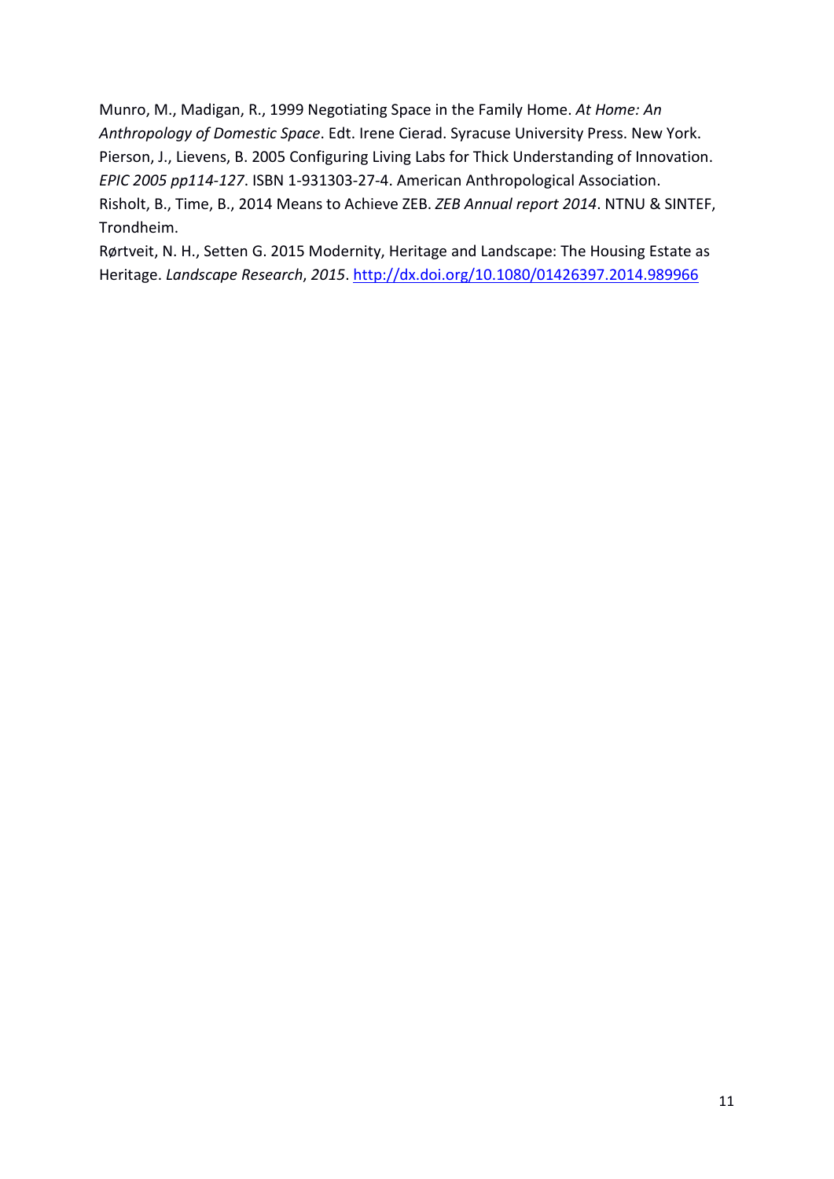Munro, M., Madigan, R., 1999 Negotiating Space in the Family Home. *At Home: An Anthropology of Domestic Space*. Edt. Irene Cierad. Syracuse University Press. New York.
Pierson, J., Lievens, B. 2005 Configuring Living Labs for Thick Understanding of Innovation. *EPIC 2005 pp114-127*. ISBN 1-931303-27-4. American Anthropological Association.
Risholt, B., Time, B., 2014 Means to Achieve ZEB. *ZEB Annual report 2014*. NTNU & SINTEF, Trondheim.
Rørtveit, N. H., Setten G. 2015 Modernity, Heritage and Landscape: The Housing Estate as Heritage. *Landscape Research*, *2015*. http://dx.doi.org/10.1080/01426397.2014.989966